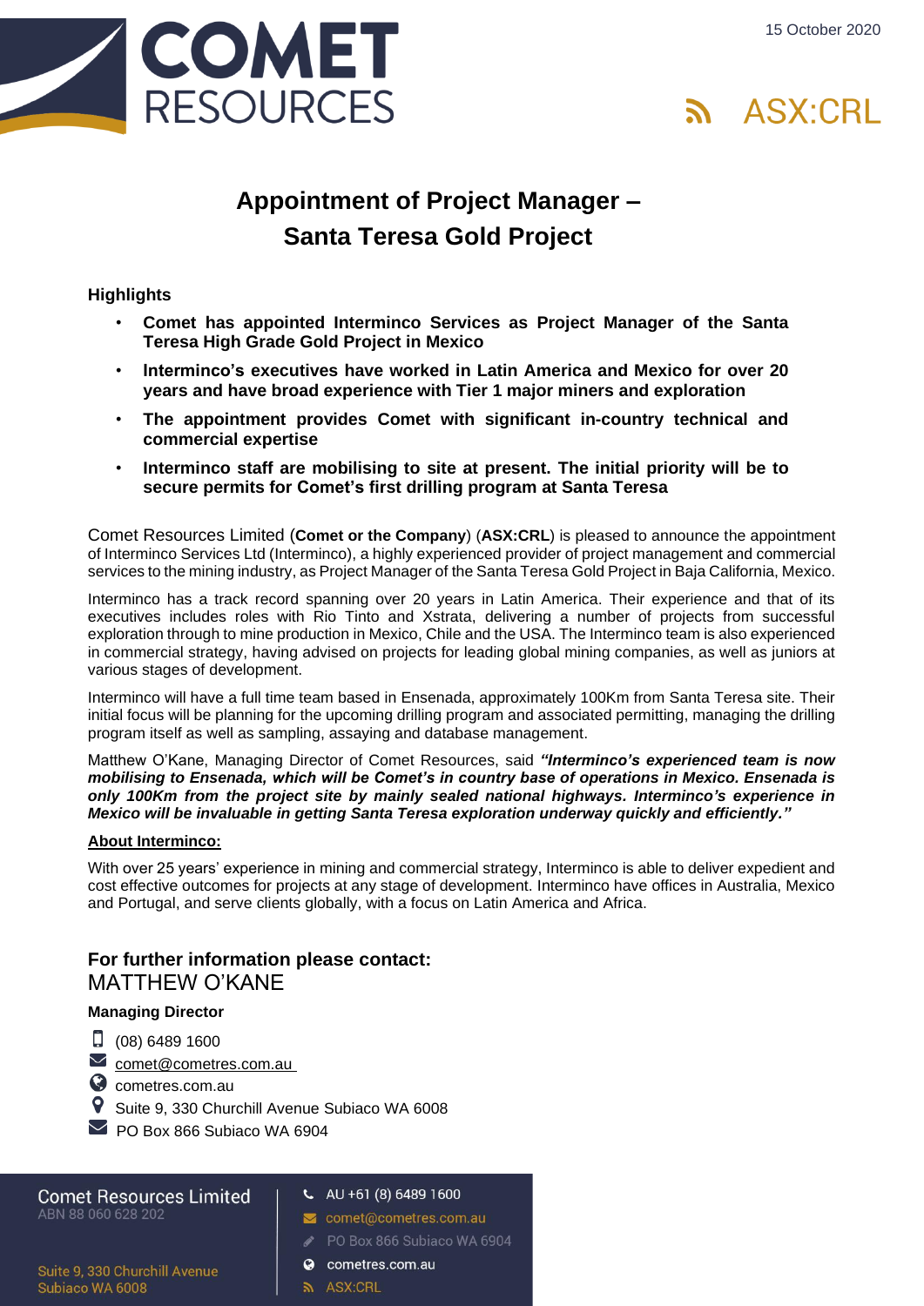15 October 2020

ASX:CRL

# Appointment of Project Manager – Santa Teresa Gold Project

### Highlights

- **Comet has appointed Interminco Services as Project Manager of the Santa Teresa High Grade Gold Project in Mexico**
- **Interminco's executives have worked in Latin America and Mexico for over 20 years and have broad experience with Tier 1 major miners and exploration**
- **The appointment provides Comet with significant in-country technical and commercial expertise**
- **Interminco staff are mobilising to site at present. The initial priority will be to secure permits for Comet's first drilling program at Santa Teresa**

Comet Resources Limited (**Comet or the Company**) (**ASX:CRL**) is pleased to announce the appointment of Interminco Services Ltd (Interminco), a highly experienced provider of project management and commercial services to the mining industry, as Project Manager of the Santa Teresa Gold Project in Baja California, Mexico.

Interminco has a track record spanning over 20 years in Latin America. Their experience and that of its executives includes roles with Rio Tinto and Xstrata, delivering a number of projects from successful exploration through to mine production in Mexico, Chile and the USA. The Interminco team is also experienced in commercial strategy, having advised on projects for leading global mining companies, as well as juniors at various stages of development.

Interminco will have a full time team based in Ensenada, approximately 100Km from Santa Teresa site. Their initial focus will be planning for the upcoming drilling program and associated permitting, managing the drilling program itself as well as sampling, assaying and database management.

Matthew O'Kane, Managing Director of Comet Resources, said ***"Interminco's experienced team is now mobilising to Ensenada, which will be Comet's in country base of operations in Mexico. Ensenada is only 100Km from the project site by mainly sealed national highways. Interminco's experience in Mexico will be invaluable in getting Santa Teresa exploration underway quickly and efficiently."***

**About Interminco:**

With over 25 years' experience in mining and commercial strategy, Interminco is able to deliver expedient and cost effective outcomes for projects at any stage of development. Interminco have offices in Australia, Mexico and Portugal, and serve clients globally, with a focus on Latin America and Africa.

### For further information please contact:

MATTHEW O'KANE

**Managing Director**

(08) 6489 1600
comet@cometres.com.au
cometres.com.au
Suite 9, 330 Churchill Avenue Subiaco WA 6008
PO Box 866 Subiaco WA 6904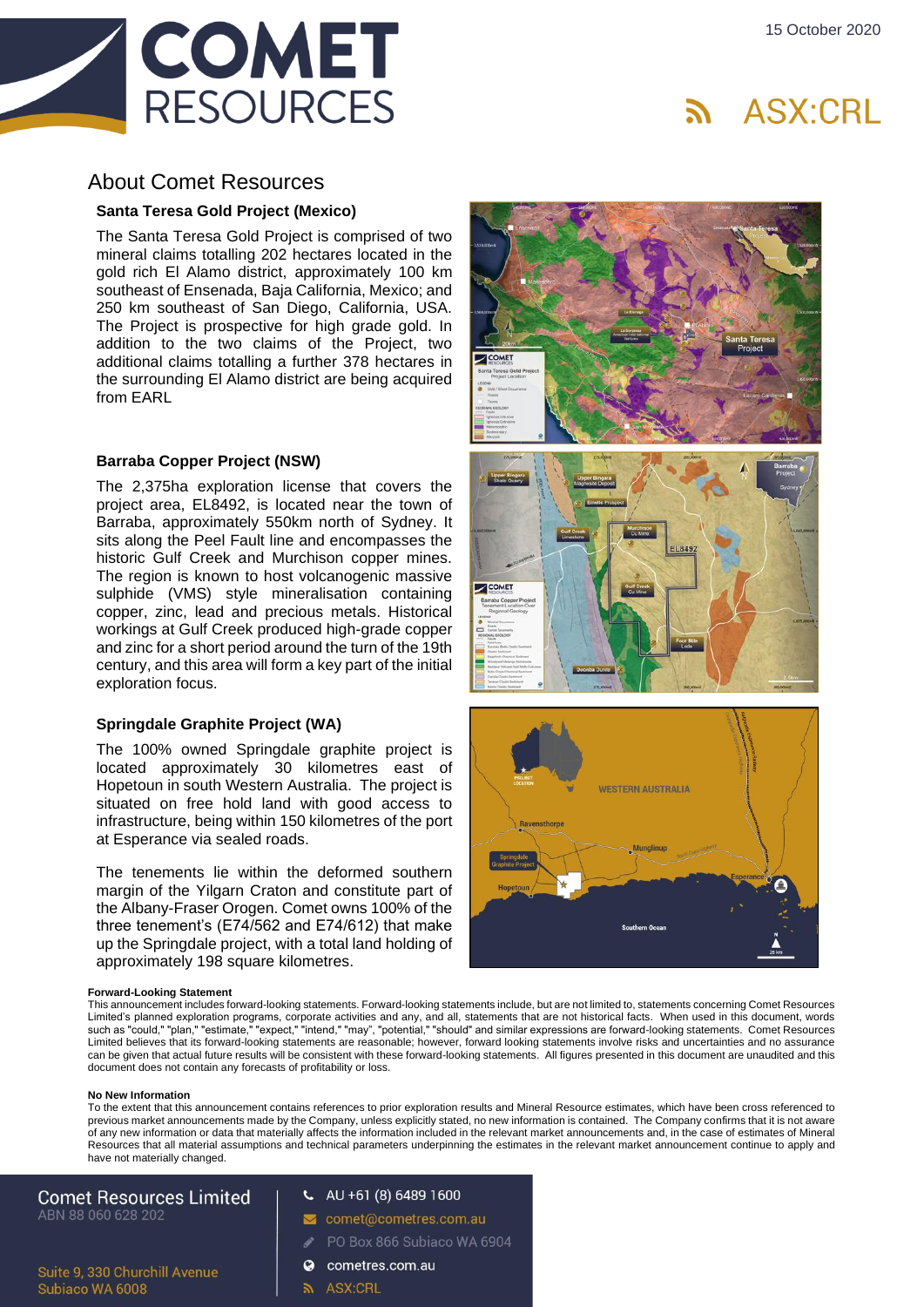# About Comet Resources

### Santa Teresa Gold Project (Mexico)

The Santa Teresa Gold Project is comprised of two mineral claims totalling 202 hectares located in the gold rich El Alamo district, approximately 100 km southeast of Ensenada, Baja California, Mexico; and 250 km southeast of San Diego, California, USA. The Project is prospective for high grade gold. In addition to the two claims of the Project, two additional claims totalling a further 378 hectares in the surrounding El Alamo district are being acquired from EARL

### Barraba Copper Project (NSW)

The 2,375ha exploration license that covers the project area, EL8492, is located near the town of Barraba, approximately 550km north of Sydney. It sits along the Peel Fault line and encompasses the historic Gulf Creek and Murchison copper mines. The region is known to host volcanogenic massive sulphide (VMS) style mineralisation containing copper, zinc, lead and precious metals. Historical workings at Gulf Creek produced high-grade copper and zinc for a short period around the turn of the 19th century, and this area will form a key part of the initial exploration focus.

### Springdale Graphite Project (WA)

The 100% owned Springdale graphite project is located approximately 30 kilometres east of Hopetoun in south Western Australia. The project is situated on free hold land with good access to infrastructure, being within 150 kilometres of the port at Esperance via sealed roads.

The tenements lie within the deformed southern margin of the Yilgarn Craton and constitute part of the Albany-Fraser Orogen. Comet owns 100% of the three tenement's (E74/562 and E74/612) that make up the Springdale project, with a total land holding of approximately 198 square kilometres.

**Forward-Looking Statement**

This announcement includes forward-looking statements. Forward-looking statements include, but are not limited to, statements concerning Comet Resources Limited's planned exploration programs, corporate activities and any, and all, statements that are not historical facts. When used in this document, words such as "could," "plan," "estimate," "expect," "intend," "may", "potential," "should" and similar expressions are forward-looking statements. Comet Resources Limited believes that its forward-looking statements are reasonable; however, forward looking statements involve risks and uncertainties and no assurance can be given that actual future results will be consistent with these forward-looking statements. All figures presented in this document are unaudited and this document does not contain any forecasts of profitability or loss.

**No New Information**

To the extent that this announcement contains references to prior exploration results and Mineral Resource estimates, which have been cross referenced to previous market announcements made by the Company, unless explicitly stated, no new information is contained. The Company confirms that it is not aware of any new information or data that materially affects the information included in the relevant market announcements and, in the case of estimates of Mineral Resources that all material assumptions and technical parameters underpinning the estimates in the relevant market announcement continue to apply and have not materially changed.

Comet Resources Limited
ABN 88 060 628 202

Suite 9, 330 Churchill Avenue
Subiaco WA 6008

AU +61 (8) 6489 1600
comet@cometres.com.au
PO Box 866 Subiaco WA 6904
cometres.com.au
ASX:CRL